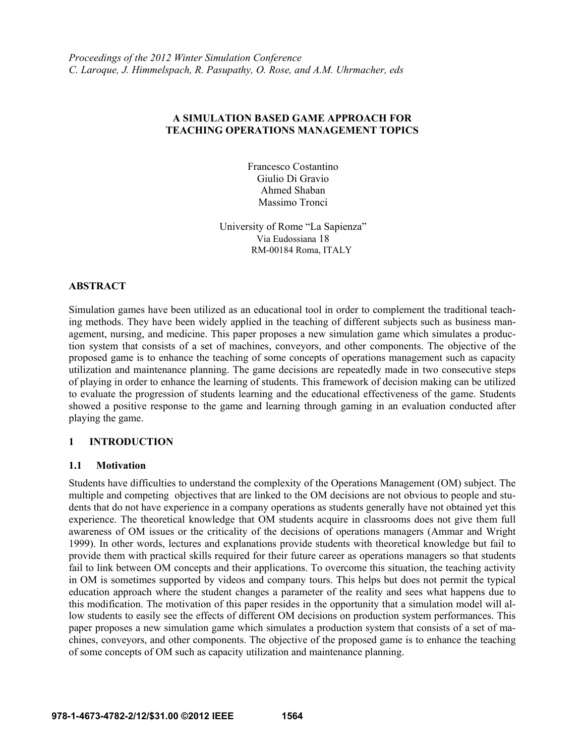*Proceedings of the 2012 Winter Simulation Conference*
*C. Laroque, J. Himmelspach, R. Pasupathy, O. Rose, and A.M. Uhrmacher, eds*

# A SIMULATION BASED GAME APPROACH FOR TEACHING OPERATIONS MANAGEMENT TOPICS

Francesco Costantino
Giulio Di Gravio
Ahmed Shaban
Massimo Tronci

University of Rome "La Sapienza"
Via Eudossiana 18
RM-00184 Roma, ITALY

## ABSTRACT

Simulation games have been utilized as an educational tool in order to complement the traditional teaching methods. They have been widely applied in the teaching of different subjects such as business management, nursing, and medicine. This paper proposes a new simulation game which simulates a production system that consists of a set of machines, conveyors, and other components. The objective of the proposed game is to enhance the teaching of some concepts of operations management such as capacity utilization and maintenance planning. The game decisions are repeatedly made in two consecutive steps of playing in order to enhance the learning of students. This framework of decision making can be utilized to evaluate the progression of students learning and the educational effectiveness of the game. Students showed a positive response to the game and learning through gaming in an evaluation conducted after playing the game.

## 1 INTRODUCTION

### 1.1 Motivation

Students have difficulties to understand the complexity of the Operations Management (OM) subject. The multiple and competing objectives that are linked to the OM decisions are not obvious to people and students that do not have experience in a company operations as students generally have not obtained yet this experience. The theoretical knowledge that OM students acquire in classrooms does not give them full awareness of OM issues or the criticality of the decisions of operations managers (Ammar and Wright 1999). In other words, lectures and explanations provide students with theoretical knowledge but fail to provide them with practical skills required for their future career as operations managers so that students fail to link between OM concepts and their applications. To overcome this situation, the teaching activity in OM is sometimes supported by videos and company tours. This helps but does not permit the typical education approach where the student changes a parameter of the reality and sees what happens due to this modification. The motivation of this paper resides in the opportunity that a simulation model will allow students to easily see the effects of different OM decisions on production system performances. This paper proposes a new simulation game which simulates a production system that consists of a set of machines, conveyors, and other components. The objective of the proposed game is to enhance the teaching of some concepts of OM such as capacity utilization and maintenance planning.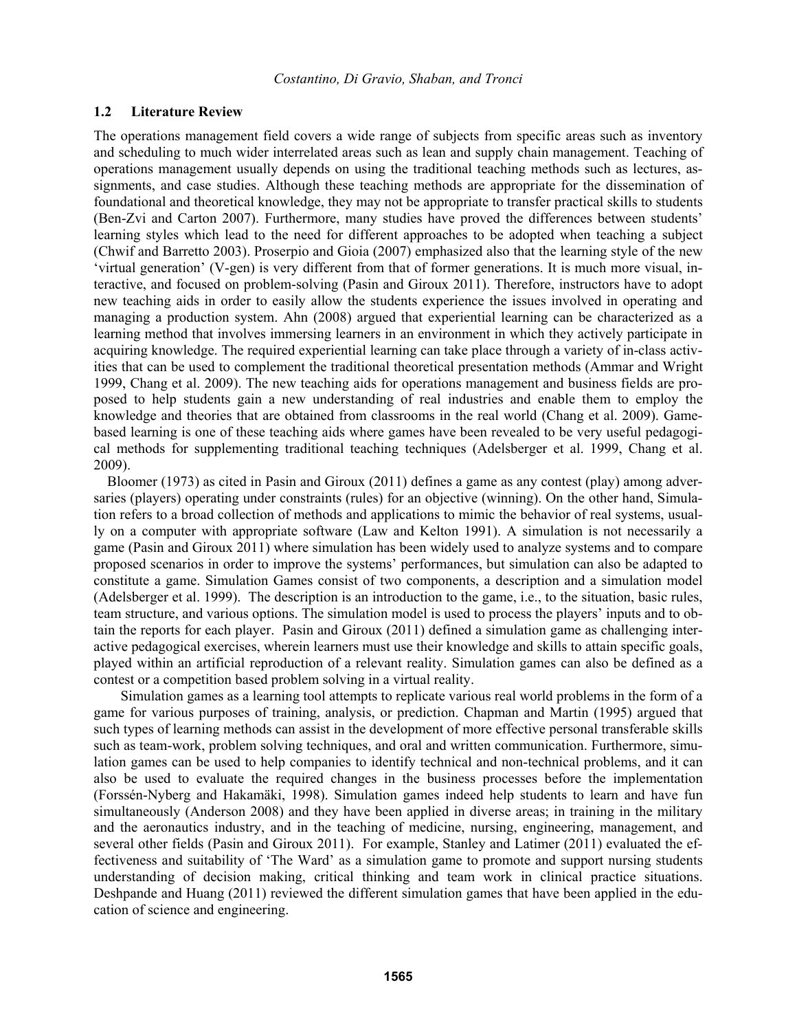### 1.2 Literature Review

The operations management field covers a wide range of subjects from specific areas such as inventory and scheduling to much wider interrelated areas such as lean and supply chain management. Teaching of operations management usually depends on using the traditional teaching methods such as lectures, assignments, and case studies. Although these teaching methods are appropriate for the dissemination of foundational and theoretical knowledge, they may not be appropriate to transfer practical skills to students (Ben-Zvi and Carton 2007). Furthermore, many studies have proved the differences between students' learning styles which lead to the need for different approaches to be adopted when teaching a subject (Chwif and Barretto 2003). Proserpio and Gioia (2007) emphasized also that the learning style of the new 'virtual generation' (V-gen) is very different from that of former generations. It is much more visual, interactive, and focused on problem-solving (Pasin and Giroux 2011). Therefore, instructors have to adopt new teaching aids in order to easily allow the students experience the issues involved in operating and managing a production system. Ahn (2008) argued that experiential learning can be characterized as a learning method that involves immersing learners in an environment in which they actively participate in acquiring knowledge. The required experiential learning can take place through a variety of in-class activities that can be used to complement the traditional theoretical presentation methods (Ammar and Wright 1999, Chang et al. 2009). The new teaching aids for operations management and business fields are proposed to help students gain a new understanding of real industries and enable them to employ the knowledge and theories that are obtained from classrooms in the real world (Chang et al. 2009). Game-based learning is one of these teaching aids where games have been revealed to be very useful pedagogical methods for supplementing traditional teaching techniques (Adelsberger et al. 1999, Chang et al. 2009).

Bloomer (1973) as cited in Pasin and Giroux (2011) defines a game as any contest (play) among adversaries (players) operating under constraints (rules) for an objective (winning). On the other hand, Simulation refers to a broad collection of methods and applications to mimic the behavior of real systems, usually on a computer with appropriate software (Law and Kelton 1991). A simulation is not necessarily a game (Pasin and Giroux 2011) where simulation has been widely used to analyze systems and to compare proposed scenarios in order to improve the systems' performances, but simulation can also be adapted to constitute a game. Simulation Games consist of two components, a description and a simulation model (Adelsberger et al. 1999). The description is an introduction to the game, i.e., to the situation, basic rules, team structure, and various options. The simulation model is used to process the players' inputs and to obtain the reports for each player. Pasin and Giroux (2011) defined a simulation game as challenging interactive pedagogical exercises, wherein learners must use their knowledge and skills to attain specific goals, played within an artificial reproduction of a relevant reality. Simulation games can also be defined as a contest or a competition based problem solving in a virtual reality.

Simulation games as a learning tool attempts to replicate various real world problems in the form of a game for various purposes of training, analysis, or prediction. Chapman and Martin (1995) argued that such types of learning methods can assist in the development of more effective personal transferable skills such as team-work, problem solving techniques, and oral and written communication. Furthermore, simulation games can be used to help companies to identify technical and non-technical problems, and it can also be used to evaluate the required changes in the business processes before the implementation (Forssén-Nyberg and Hakamäki, 1998). Simulation games indeed help students to learn and have fun simultaneously (Anderson 2008) and they have been applied in diverse areas; in training in the military and the aeronautics industry, and in the teaching of medicine, nursing, engineering, management, and several other fields (Pasin and Giroux 2011). For example, Stanley and Latimer (2011) evaluated the effectiveness and suitability of 'The Ward' as a simulation game to promote and support nursing students understanding of decision making, critical thinking and team work in clinical practice situations. Deshpande and Huang (2011) reviewed the different simulation games that have been applied in the education of science and engineering.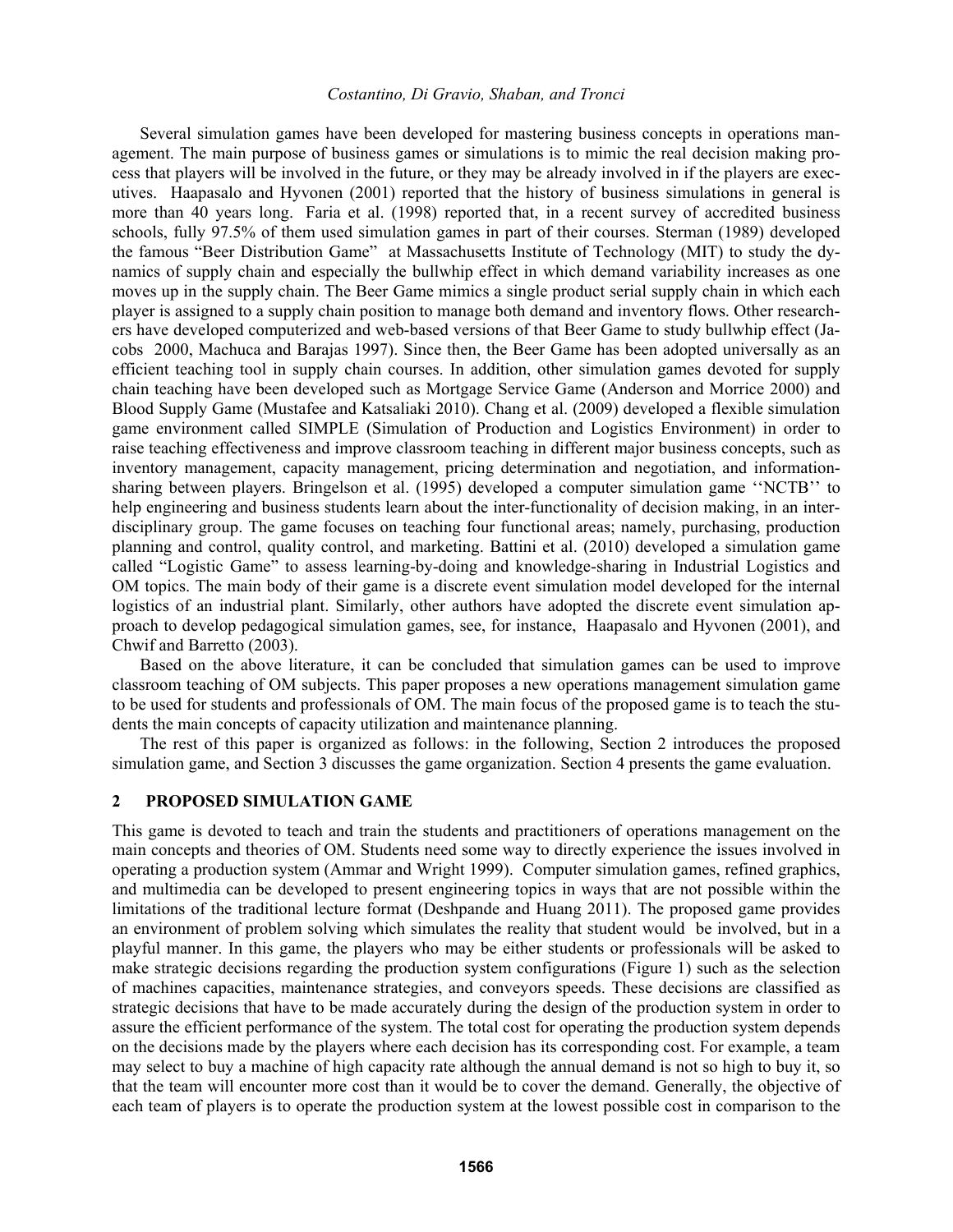Several simulation games have been developed for mastering business concepts in operations management. The main purpose of business games or simulations is to mimic the real decision making process that players will be involved in the future, or they may be already involved in if the players are executives. Haapasalo and Hyvonen (2001) reported that the history of business simulations in general is more than 40 years long. Faria et al. (1998) reported that, in a recent survey of accredited business schools, fully 97.5% of them used simulation games in part of their courses. Sterman (1989) developed the famous "Beer Distribution Game" at Massachusetts Institute of Technology (MIT) to study the dynamics of supply chain and especially the bullwhip effect in which demand variability increases as one moves up in the supply chain. The Beer Game mimics a single product serial supply chain in which each player is assigned to a supply chain position to manage both demand and inventory flows. Other researchers have developed computerized and web-based versions of that Beer Game to study bullwhip effect (Jacobs 2000, Machuca and Barajas 1997). Since then, the Beer Game has been adopted universally as an efficient teaching tool in supply chain courses. In addition, other simulation games devoted for supply chain teaching have been developed such as Mortgage Service Game (Anderson and Morrice 2000) and Blood Supply Game (Mustafee and Katsaliaki 2010). Chang et al. (2009) developed a flexible simulation game environment called SIMPLE (Simulation of Production and Logistics Environment) in order to raise teaching effectiveness and improve classroom teaching in different major business concepts, such as inventory management, capacity management, pricing determination and negotiation, and information-sharing between players. Bringelson et al. (1995) developed a computer simulation game ''NCTB'' to help engineering and business students learn about the inter-functionality of decision making, in an inter-disciplinary group. The game focuses on teaching four functional areas; namely, purchasing, production planning and control, quality control, and marketing. Battini et al. (2010) developed a simulation game called "Logistic Game" to assess learning-by-doing and knowledge-sharing in Industrial Logistics and OM topics. The main body of their game is a discrete event simulation model developed for the internal logistics of an industrial plant. Similarly, other authors have adopted the discrete event simulation approach to develop pedagogical simulation games, see, for instance, Haapasalo and Hyvonen (2001), and Chwif and Barretto (2003).

Based on the above literature, it can be concluded that simulation games can be used to improve classroom teaching of OM subjects. This paper proposes a new operations management simulation game to be used for students and professionals of OM. The main focus of the proposed game is to teach the students the main concepts of capacity utilization and maintenance planning.

The rest of this paper is organized as follows: in the following, Section 2 introduces the proposed simulation game, and Section 3 discusses the game organization. Section 4 presents the game evaluation.

## 2 PROPOSED SIMULATION GAME

This game is devoted to teach and train the students and practitioners of operations management on the main concepts and theories of OM. Students need some way to directly experience the issues involved in operating a production system (Ammar and Wright 1999). Computer simulation games, refined graphics, and multimedia can be developed to present engineering topics in ways that are not possible within the limitations of the traditional lecture format (Deshpande and Huang 2011). The proposed game provides an environment of problem solving which simulates the reality that student would be involved, but in a playful manner. In this game, the players who may be either students or professionals will be asked to make strategic decisions regarding the production system configurations (Figure 1) such as the selection of machines capacities, maintenance strategies, and conveyors speeds. These decisions are classified as strategic decisions that have to be made accurately during the design of the production system in order to assure the efficient performance of the system. The total cost for operating the production system depends on the decisions made by the players where each decision has its corresponding cost. For example, a team may select to buy a machine of high capacity rate although the annual demand is not so high to buy it, so that the team will encounter more cost than it would be to cover the demand. Generally, the objective of each team of players is to operate the production system at the lowest possible cost in comparison to the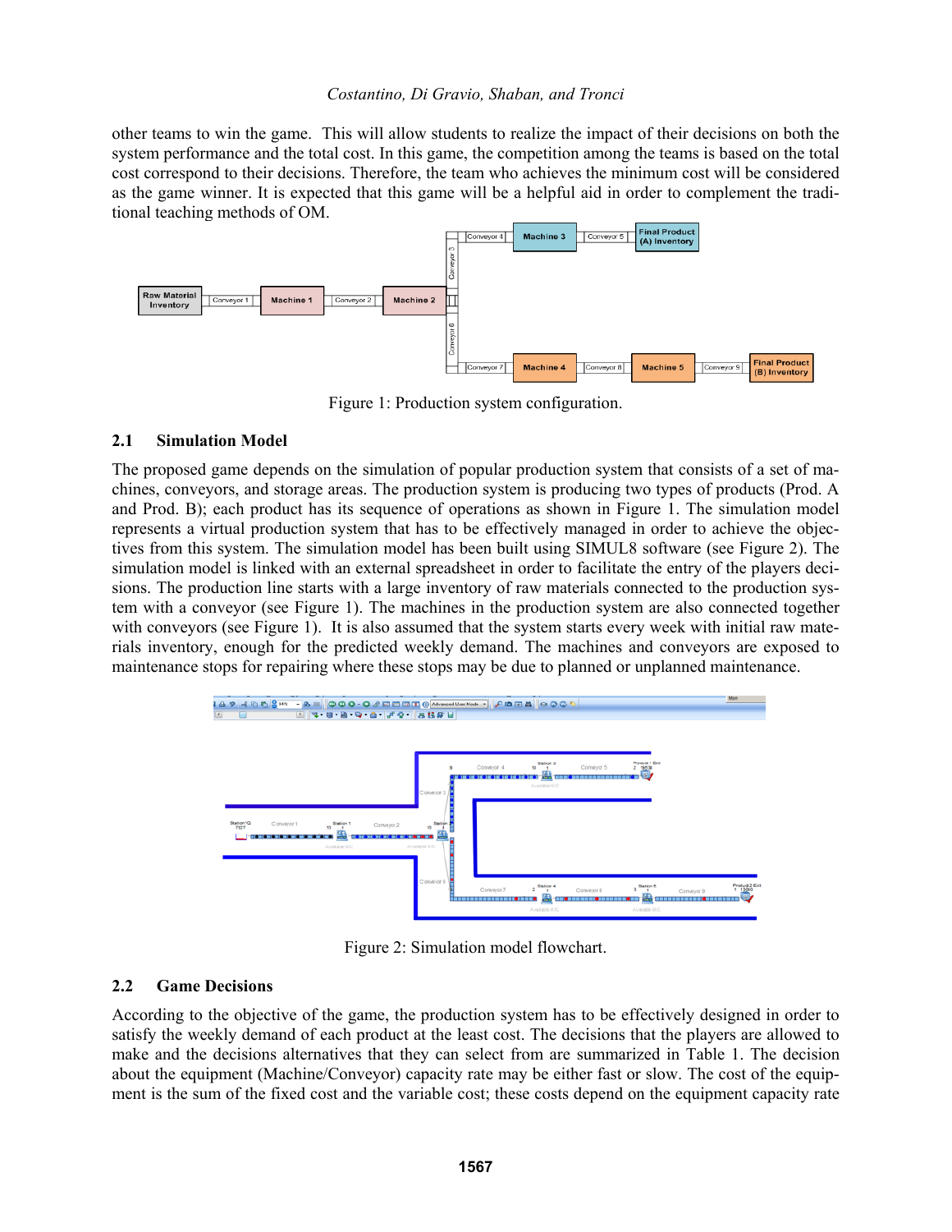other teams to win the game. This will allow students to realize the impact of their decisions on both the system performance and the total cost. In this game, the competition among the teams is based on the total cost correspond to their decisions. Therefore, the team who achieves the minimum cost will be considered as the game winner. It is expected that this game will be a helpful aid in order to complement the traditional teaching methods of OM.

Figure 1: Production system configuration.

### 2.1 Simulation Model

The proposed game depends on the simulation of popular production system that consists of a set of machines, conveyors, and storage areas. The production system is producing two types of products (Prod. A and Prod. B); each product has its sequence of operations as shown in Figure 1. The simulation model represents a virtual production system that has to be effectively managed in order to achieve the objectives from this system. The simulation model has been built using SIMUL8 software (see Figure 2). The simulation model is linked with an external spreadsheet in order to facilitate the entry of the players decisions. The production line starts with a large inventory of raw materials connected to the production system with a conveyor (see Figure 1). The machines in the production system are also connected together with conveyors (see Figure 1). It is also assumed that the system starts every week with initial raw materials inventory, enough for the predicted weekly demand. The machines and conveyors are exposed to maintenance stops for repairing where these stops may be due to planned or unplanned maintenance.

Figure 2: Simulation model flowchart.

### 2.2 Game Decisions

According to the objective of the game, the production system has to be effectively designed in order to satisfy the weekly demand of each product at the least cost. The decisions that the players are allowed to make and the decisions alternatives that they can select from are summarized in Table 1. The decision about the equipment (Machine/Conveyor) capacity rate may be either fast or slow. The cost of the equipment is the sum of the fixed cost and the variable cost; these costs depend on the equipment capacity rate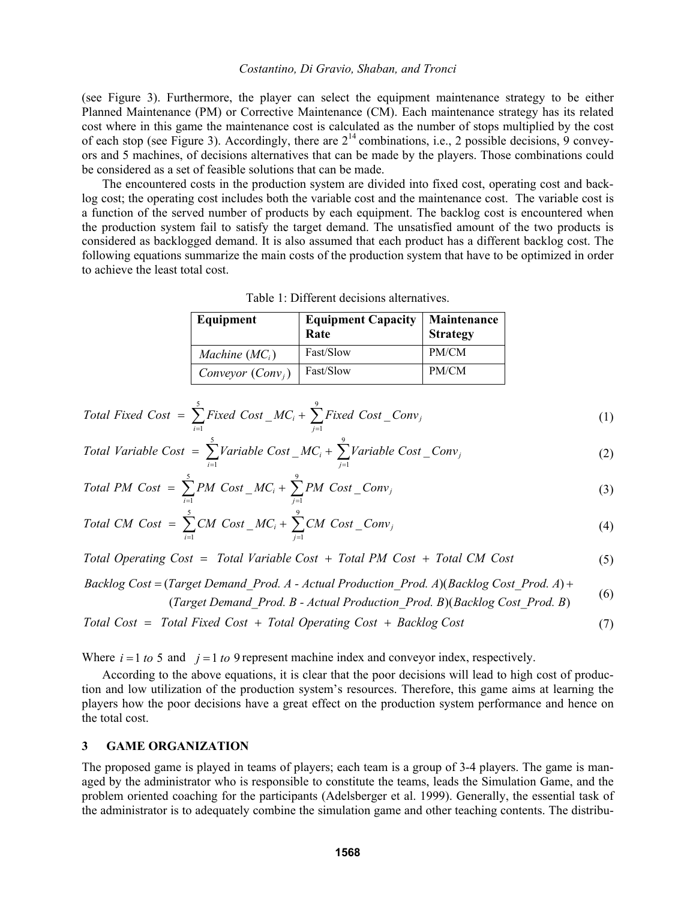(see Figure 3). Furthermore, the player can select the equipment maintenance strategy to be either Planned Maintenance (PM) or Corrective Maintenance (CM). Each maintenance strategy has its related cost where in this game the maintenance cost is calculated as the number of stops multiplied by the cost of each stop (see Figure 3). Accordingly, there are $2^{14}$ combinations, i.e., 2 possible decisions, 9 conveyors and 5 machines, of decisions alternatives that can be made by the players. Those combinations could be considered as a set of feasible solutions that can be made.

The encountered costs in the production system are divided into fixed cost, operating cost and backlog cost; the operating cost includes both the variable cost and the maintenance cost. The variable cost is a function of the served number of products by each equipment. The backlog cost is encountered when the production system fail to satisfy the target demand. The unsatisfied amount of the two products is considered as backlogged demand. It is also assumed that each product has a different backlog cost. The following equations summarize the main costs of the production system that have to be optimized in order to achieve the least total cost.

Table 1: Different decisions alternatives.

| Equipment | Equipment Capacity Rate | Maintenance Strategy |
|---|---|---|
| Machine ($MC_i$) | Fast/Slow | PM/CM |
| Conveyor ($Conv_j$) | Fast/Slow | PM/CM |

$$Total\ Fixed\ Cost\ =\ \sum_{i=1}^{5} Fixed\ Cost\_MC_i + \sum_{j=1}^{9} Fixed\ Cost\_Conv_j \tag{1}$$

$$Total\ Variable\ Cost\ =\ \sum_{i=1}^{5} Variable\ Cost\_MC_i + \sum_{j=1}^{9} Variable\ Cost\_Conv_j \tag{2}$$

$$Total\ PM\ Cost\ =\ \sum_{i=1}^{5} PM\ Cost\_MC_i + \sum_{j=1}^{9} PM\ Cost\_Conv_j \tag{3}$$

$$Total\ CM\ Cost\ =\ \sum_{i=1}^{5} CM\ Cost\_MC_i + \sum_{j=1}^{9} CM\ Cost\_Conv_j \tag{4}$$

$$Total\ Operating\ Cost\ =\ Total\ Variable\ Cost\ +\ Total\ PM\ Cost\ +\ Total\ CM\ Cost \tag{5}$$

$$\begin{aligned} Backlog\ Cost = &(Target\ Demand\_Prod.\ A\ \text{-}\ Actual\ Production\_Prod.\ A)(Backlog\ Cost\_Prod.\ A) + \\ &(Target\ Demand\_Prod.\ B\ \text{-}\ Actual\ Production\_Prod.\ B)(Backlog\ Cost\_Prod.\ B) \end{aligned} \tag{6}$$

$$Total\ Cost\ =\ Total\ Fixed\ Cost\ +\ Total\ Operating\ Cost\ +\ Backlog\ Cost \tag{7}$$

Where $i = 1\ to\ 5$ and $j = 1\ to\ 9$ represent machine index and conveyor index, respectively.

According to the above equations, it is clear that the poor decisions will lead to high cost of production and low utilization of the production system's resources. Therefore, this game aims at learning the players how the poor decisions have a great effect on the production system performance and hence on the total cost.

## 3 GAME ORGANIZATION

The proposed game is played in teams of players; each team is a group of 3-4 players. The game is managed by the administrator who is responsible to constitute the teams, leads the Simulation Game, and the problem oriented coaching for the participants (Adelsberger et al. 1999). Generally, the essential task of the administrator is to adequately combine the simulation game and other teaching contents. The distribu-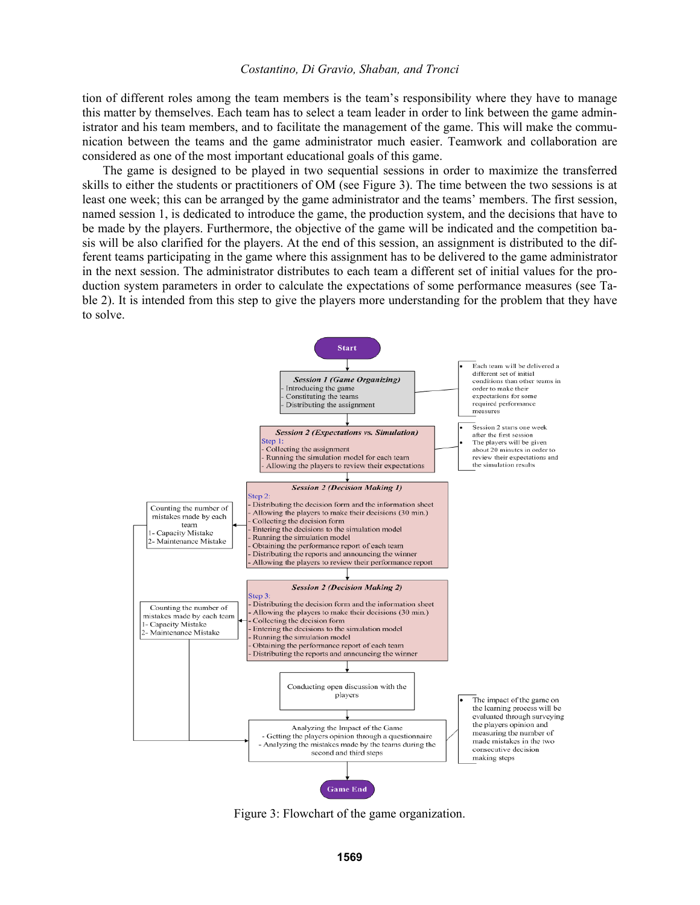tion of different roles among the team members is the team's responsibility where they have to manage this matter by themselves. Each team has to select a team leader in order to link between the game administrator and his team members, and to facilitate the management of the game. This will make the communication between the teams and the game administrator much easier. Teamwork and collaboration are considered as one of the most important educational goals of this game.

The game is designed to be played in two sequential sessions in order to maximize the transferred skills to either the students or practitioners of OM (see Figure 3). The time between the two sessions is at least one week; this can be arranged by the game administrator and the teams' members. The first session, named session 1, is dedicated to introduce the game, the production system, and the decisions that have to be made by the players. Furthermore, the objective of the game will be indicated and the competition basis will be also clarified for the players. At the end of this session, an assignment is distributed to the different teams participating in the game where this assignment has to be delivered to the game administrator in the next session. The administrator distributes to each team a different set of initial values for the production system parameters in order to calculate the expectations of some performance measures (see Table 2). It is intended from this step to give the players more understanding for the problem that they have to solve.

Start

**Session 1 (Game Organizing)**
- Introducing the game
- Constituting the teams
- Distributing the assignment

- Each team will be delivered a different set of initial conditions than other teams in order to make their expectations for some required performance measures

**Session 2 (Expectations vs. Simulation)**
Step 1:
- Collecting the assignment
- Running the simulation model for each team
- Allowing the players to review their expectations

- Session 2 starts one week after the first session
- The players will be given about 20 minutes in order to review their expectations and the simulation results

**Session 2 (Decision Making 1)**
Step 2:
- Distributing the decision form and the information sheet
- Allowing the players to make their decisions (30 min.)
- Collecting the decision form
- Entering the decisions to the simulation model
- Running the simulation model
- Obtaining the performance report of each team
- Distributing the reports and announcing the winner
- Allowing the players to review their performance report

Counting the number of mistakes made by each team
1- Capacity Mistake
2- Maintenance Mistake

**Session 2 (Decision Making 2)**
Step 3:
- Distributing the decision form and the information sheet
- Allowing the players to make their decisions (30 min.)
- Collecting the decision form
- Entering the decisions to the simulation model
- Running the simulation model
- Obtaining the performance report of each team
- Distributing the reports and announcing the winner

Counting the number of mistakes made by each team
1- Capacity Mistake
2- Maintenance Mistake

Conducting open discussion with the players

Analyzing the Impact of the Game
- Getting the players opinion through a questionnaire
- Analyzing the mistakes made by the teams during the second and third steps

- The impact of the game on the learning process will be evaluated through surveying the players opinion and measuring the number of made mistakes in the two consecutive decision making steps

Game End

Figure 3: Flowchart of the game organization.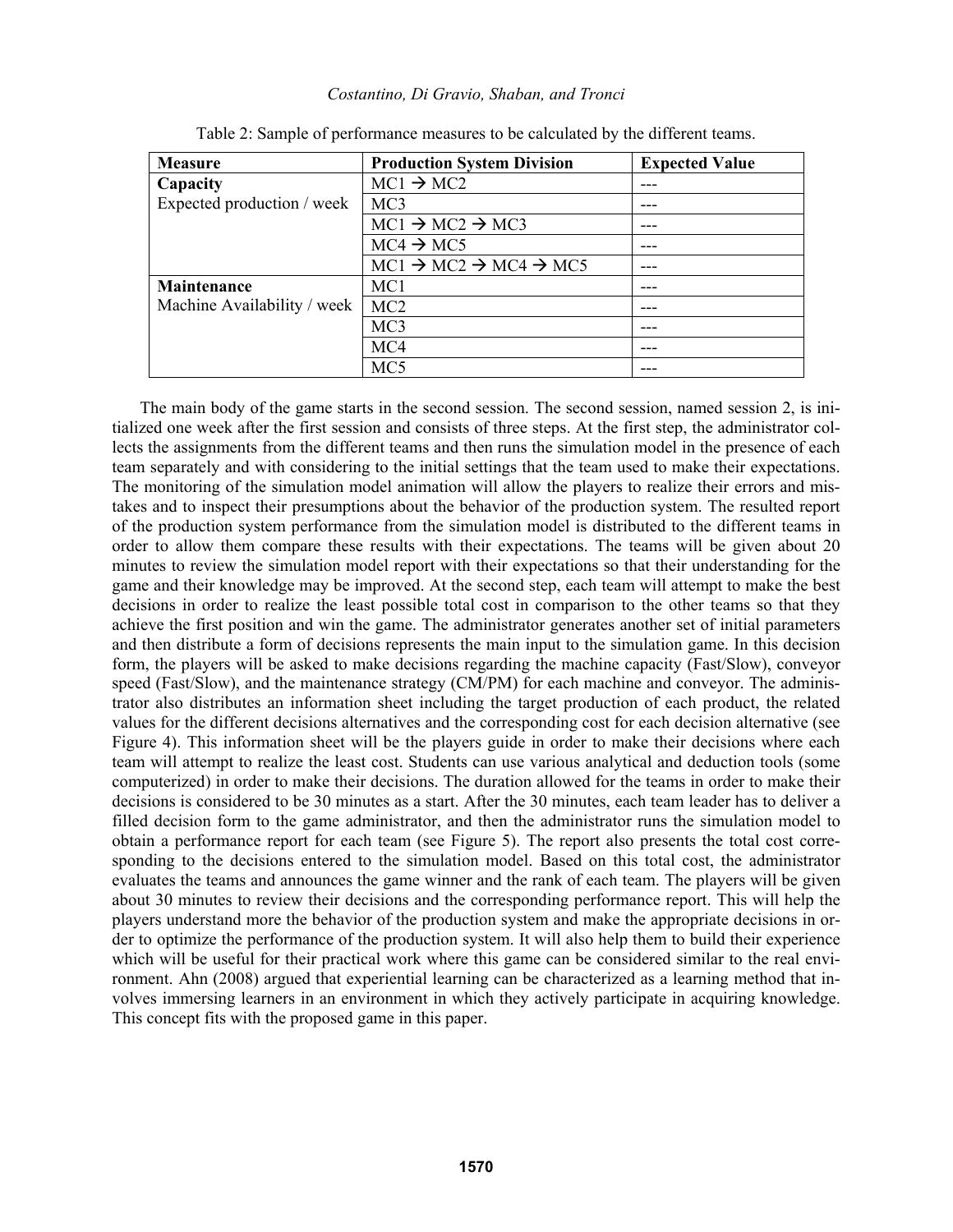Table 2: Sample of performance measures to be calculated by the different teams.

| Measure | Production System Division | Expected Value |
| --- | --- | --- |
| **Capacity** Expected production / week | MC1 → MC2 | --- |
| | MC3 | --- |
| | MC1 → MC2 → MC3 | --- |
| | MC4 → MC5 | --- |
| | MC1 → MC2 → MC4 → MC5 | --- |
| **Maintenance** Machine Availability / week | MC1 | --- |
| | MC2 | --- |
| | MC3 | --- |
| | MC4 | --- |
| | MC5 | --- |

The main body of the game starts in the second session. The second session, named session 2, is initialized one week after the first session and consists of three steps. At the first step, the administrator collects the assignments from the different teams and then runs the simulation model in the presence of each team separately and with considering to the initial settings that the team used to make their expectations. The monitoring of the simulation model animation will allow the players to realize their errors and mistakes and to inspect their presumptions about the behavior of the production system. The resulted report of the production system performance from the simulation model is distributed to the different teams in order to allow them compare these results with their expectations. The teams will be given about 20 minutes to review the simulation model report with their expectations so that their understanding for the game and their knowledge may be improved. At the second step, each team will attempt to make the best decisions in order to realize the least possible total cost in comparison to the other teams so that they achieve the first position and win the game. The administrator generates another set of initial parameters and then distribute a form of decisions represents the main input to the simulation game. In this decision form, the players will be asked to make decisions regarding the machine capacity (Fast/Slow), conveyor speed (Fast/Slow), and the maintenance strategy (CM/PM) for each machine and conveyor. The administrator also distributes an information sheet including the target production of each product, the related values for the different decisions alternatives and the corresponding cost for each decision alternative (see Figure 4). This information sheet will be the players guide in order to make their decisions where each team will attempt to realize the least cost. Students can use various analytical and deduction tools (some computerized) in order to make their decisions. The duration allowed for the teams in order to make their decisions is considered to be 30 minutes as a start. After the 30 minutes, each team leader has to deliver a filled decision form to the game administrator, and then the administrator runs the simulation model to obtain a performance report for each team (see Figure 5). The report also presents the total cost corresponding to the decisions entered to the simulation model. Based on this total cost, the administrator evaluates the teams and announces the game winner and the rank of each team. The players will be given about 30 minutes to review their decisions and the corresponding performance report. This will help the players understand more the behavior of the production system and make the appropriate decisions in order to optimize the performance of the production system. It will also help them to build their experience which will be useful for their practical work where this game can be considered similar to the real environment. Ahn (2008) argued that experiential learning can be characterized as a learning method that involves immersing learners in an environment in which they actively participate in acquiring knowledge. This concept fits with the proposed game in this paper.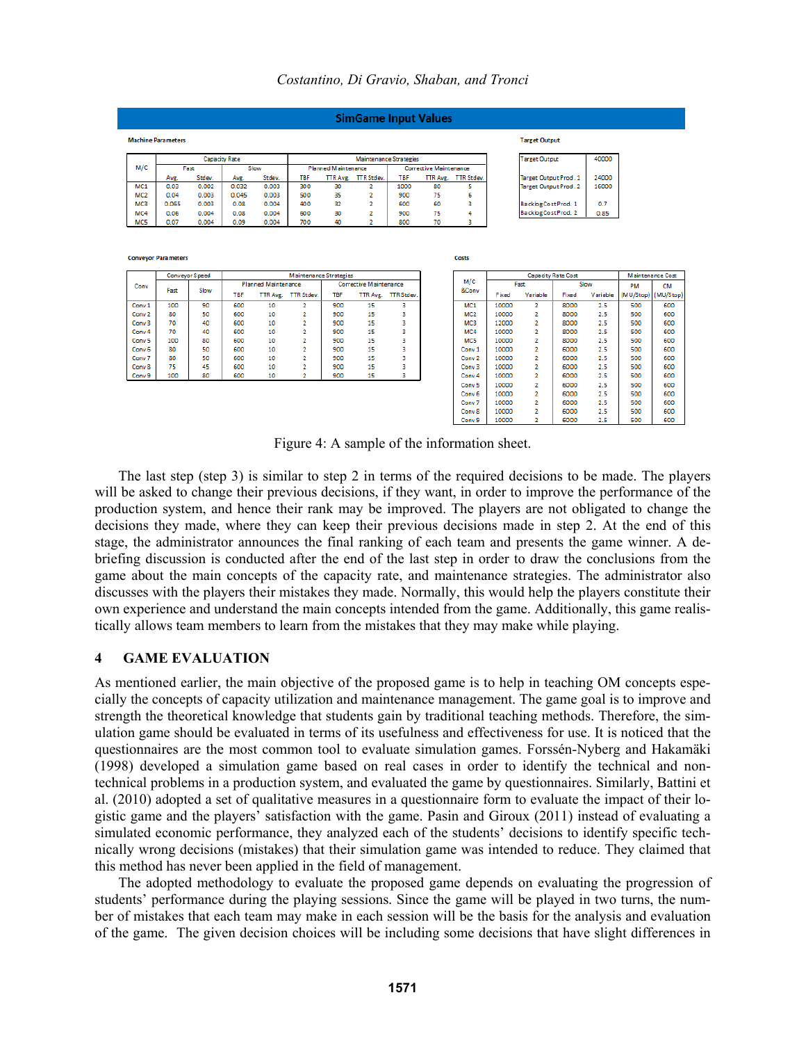**SimGame Input Values**

**Machine Parameters**

| M/C | Capacity Rate | | | | Maintenance Strategies | | | | | |
|---|---|---|---|---|---|---|---|---|---|---|
| | Fast | | Slow | | Planned Maintenance | | | Corrective Maintenance | | |
| | Avg. | Stdev. | Avg. | Stdev. | TBF | TTR Avg. | TTR Stdev. | TBF | TTR Avg. | TTR Stdev. |
| MC1 | 0.03 | 0.002 | 0.032 | 0.003 | 300 | 30 | 2 | 1000 | 80 | 5 |
| MC2 | 0.04 | 0.003 | 0.045 | 0.003 | 500 | 35 | 2 | 900 | 75 | 6 |
| MC3 | 0.065 | 0.003 | 0.08 | 0.004 | 400 | 32 | 2 | 600 | 60 | 3 |
| MC4 | 0.06 | 0.004 | 0.08 | 0.004 | 600 | 30 | 2 | 900 | 75 | 4 |
| MC5 | 0.07 | 0.004 | 0.09 | 0.004 | 700 | 40 | 2 | 800 | 70 | 3 |

**Target Output**

| | |
|---|---|
| Target Output | 40000 |
| Target Output Prod. 1 | 24000 |
| Target Output Prod. 2 | 16000 |
| Backing Cost Prod. 1 | 0.7 |
| Backing Cost Prod. 2 | 0.85 |

**Conveyor Parameters**

| Conv | Conveyor Speed | | Maintenance Strategies | | | | | |
|---|---|---|---|---|---|---|---|---|
| | Fast | Slow | Planned Maintenance | | | Corrective Maintenance | | |
| | | | TBF | TTR Avg. | TTR Stdev. | TBF | TTR Avg. | TTR Stdev. |
| Conv 1 | 100 | 90 | 600 | 10 | 2 | 900 | 15 | 3 |
| Conv 2 | 80 | 50 | 600 | 10 | 2 | 900 | 15 | 3 |
| Conv 3 | 70 | 40 | 600 | 10 | 2 | 900 | 15 | 3 |
| Conv 4 | 70 | 40 | 600 | 10 | 2 | 900 | 15 | 3 |
| Conv 5 | 100 | 80 | 600 | 10 | 2 | 900 | 15 | 3 |
| Conv 6 | 80 | 50 | 600 | 10 | 2 | 900 | 15 | 3 |
| Conv 7 | 80 | 50 | 600 | 10 | 2 | 900 | 15 | 3 |
| Conv 8 | 75 | 45 | 600 | 10 | 2 | 900 | 15 | 3 |
| Conv 9 | 100 | 80 | 600 | 10 | 2 | 900 | 15 | 3 |

**Costs**

| M/C &Conv | Capacity Rate Cost | | | | Maintenance Cost | |
|---|---|---|---|---|---|---|
| | Fast | | Slow | | PM | CM |
| | Fixed | Variable | Fixed | Variable | (MU/Stop) | (MU/Stop) |
| MC1 | 10000 | 2 | 8000 | 2.5 | 500 | 600 |
| MC2 | 10000 | 2 | 8000 | 2.5 | 500 | 600 |
| MC3 | 12000 | 2 | 8000 | 2.5 | 500 | 600 |
| MC4 | 10000 | 2 | 8000 | 2.5 | 500 | 600 |
| MC5 | 10000 | 2 | 8000 | 2.5 | 500 | 600 |
| Conv 1 | 10000 | 2 | 6000 | 2.5 | 500 | 600 |
| Conv 2 | 10000 | 2 | 6000 | 2.5 | 500 | 600 |
| Conv 3 | 10000 | 2 | 6000 | 2.5 | 500 | 600 |
| Conv 4 | 10000 | 2 | 6000 | 2.5 | 500 | 600 |
| Conv 5 | 10000 | 2 | 6000 | 2.5 | 500 | 600 |
| Conv 6 | 10000 | 2 | 6000 | 2.5 | 500 | 600 |
| Conv 7 | 10000 | 2 | 6000 | 2.5 | 500 | 600 |
| Conv 8 | 10000 | 2 | 6000 | 2.5 | 500 | 600 |
| Conv 9 | 10000 | 2 | 6000 | 2.5 | 500 | 600 |

Figure 4: A sample of the information sheet.

The last step (step 3) is similar to step 2 in terms of the required decisions to be made. The players will be asked to change their previous decisions, if they want, in order to improve the performance of the production system, and hence their rank may be improved. The players are not obligated to change the decisions they made, where they can keep their previous decisions made in step 2. At the end of this stage, the administrator announces the final ranking of each team and presents the game winner. A debriefing discussion is conducted after the end of the last step in order to draw the conclusions from the game about the main concepts of the capacity rate, and maintenance strategies. The administrator also discusses with the players their mistakes they made. Normally, this would help the players constitute their own experience and understand the main concepts intended from the game. Additionally, this game realistically allows team members to learn from the mistakes that they may make while playing.

## 4 GAME EVALUATION

As mentioned earlier, the main objective of the proposed game is to help in teaching OM concepts especially the concepts of capacity utilization and maintenance management. The game goal is to improve and strength the theoretical knowledge that students gain by traditional teaching methods. Therefore, the simulation game should be evaluated in terms of its usefulness and effectiveness for use. It is noticed that the questionnaires are the most common tool to evaluate simulation games. Forssén-Nyberg and Hakamäki (1998) developed a simulation game based on real cases in order to identify the technical and non-technical problems in a production system, and evaluated the game by questionnaires. Similarly, Battini et al. (2010) adopted a set of qualitative measures in a questionnaire form to evaluate the impact of their logistic game and the players' satisfaction with the game. Pasin and Giroux (2011) instead of evaluating a simulated economic performance, they analyzed each of the students' decisions to identify specific technically wrong decisions (mistakes) that their simulation game was intended to reduce. They claimed that this method has never been applied in the field of management.

The adopted methodology to evaluate the proposed game depends on evaluating the progression of students' performance during the playing sessions. Since the game will be played in two turns, the number of mistakes that each team may make in each session will be the basis for the analysis and evaluation of the game. The given decision choices will be including some decisions that have slight differences in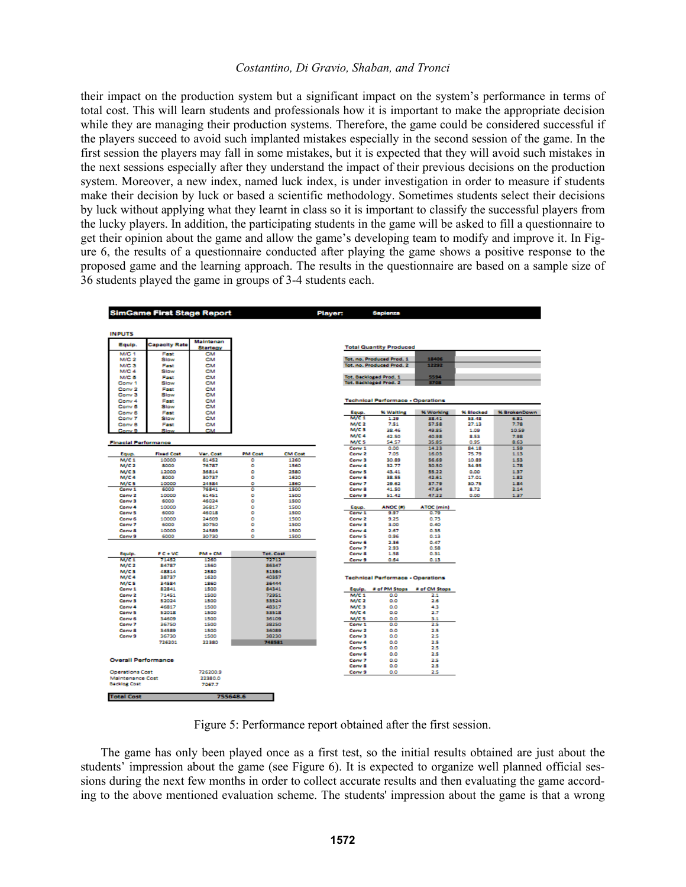their impact on the production system but a significant impact on the system's performance in terms of total cost. This will learn students and professionals how it is important to make the appropriate decision while they are managing their production systems. Therefore, the game could be considered successful if the players succeed to avoid such implanted mistakes especially in the second session of the game. In the first session the players may fall in some mistakes, but it is expected that they will avoid such mistakes in the next sessions especially after they understand the impact of their previous decisions on the production system. Moreover, a new index, named luck index, is under investigation in order to measure if students make their decision by luck or based a scientific methodology. Sometimes students select their decisions by luck without applying what they learnt in class so it is important to classify the successful players from the lucky players. In addition, the participating students in the game will be asked to fill a questionnaire to get their opinion about the game and allow the game's developing team to modify and improve it. In Figure 6, the results of a questionnaire conducted after playing the game shows a positive response to the proposed game and the learning approach. The results in the questionnaire are based on a sample size of 36 students played the game in groups of 3-4 students each.

**SimGame First Stage Report** — Player: Sapienza

**INPUTS**

| Equip. | Capacity Rate | Maintenan Startegy |
|---|---|---|
| M/C 1 | Fast | CM |
| M/C 2 | Slow | CM |
| M/C 3 | Fast | CM |
| M/C 4 | Slow | CM |
| M/C 5 | Fast | CM |
| Conv 1 | Slow | CM |
| Conv 2 | Fast | CM |
| Conv 3 | Slow | CM |
| Conv 4 | Fast | CM |
| Conv 5 | Slow | CM |
| Conv 6 | Fast | CM |
| Conv 7 | Slow | CM |
| Conv 8 | Fast | CM |
| Conv 9 | Slow | CM |

**Total Quantity Produced**

| | |
|---|---|
| Tot. no. Produced Prod. 1 | 18406 |
| Tot. no. Produced Prod. 2 | 12292 |
| Tot. Backloged Prod. 1 | 5594 |
| Tot. Backloged Prod. 2 | 3708 |

**Technical Performance - Operations**

| Equip. | % Waiting | % Working | % Blocked | % BrokenDown |
|---|---|---|---|---|
| M/C 1 | 1.29 | 38.41 | 53.48 | 6.81 |
| M/C 2 | 7.51 | 57.58 | 27.13 | 7.78 |
| M/C 3 | 38.46 | 49.85 | 1.09 | 10.59 |
| M/C 4 | 42.50 | 40.98 | 8.53 | 7.98 |
| M/C 5 | 54.57 | 35.85 | 0.95 | 8.63 |
| Conv 1 | 0.00 | 14.23 | 84.18 | 1.59 |
| Conv 2 | 7.05 | 16.03 | 75.79 | 1.13 |
| Conv 3 | 30.89 | 56.69 | 10.89 | 1.53 |
| Conv 4 | 32.77 | 30.50 | 34.95 | 1.78 |
| Conv 5 | 43.41 | 55.22 | 0.00 | 1.37 |
| Conv 6 | 38.55 | 42.61 | 17.01 | 1.82 |
| Conv 7 | 29.62 | 37.79 | 30.75 | 1.84 |
| Conv 8 | 41.50 | 47.64 | 8.72 | 2.14 |
| Conv 9 | 51.42 | 47.22 | 0.00 | 1.37 |

| Equip. | ANOC (#) | ATOC (min) |
|---|---|---|
| Conv 1 | 8.97 | 0.79 |
| Conv 2 | 9.25 | 0.73 |
| Conv 3 | 3.00 | 0.40 |
| Conv 4 | 2.67 | 0.35 |
| Conv 5 | 0.96 | 0.13 |
| Conv 6 | 2.36 | 0.47 |
| Conv 7 | 2.93 | 0.58 |
| Conv 8 | 1.58 | 0.31 |
| Conv 9 | 0.64 | 0.13 |

**Finacial Performance**

| Equip. | Fixed Cost | Var. Cost | PM Cost | CM Cost |
|---|---|---|---|---|
| M/C 1 | 10000 | 61452 | 0 | 1260 |
| M/C 2 | 8000 | 76787 | 0 | 1560 |
| M/C 3 | 12000 | 36814 | 0 | 2580 |
| M/C 4 | 8000 | 30737 | 0 | 1620 |
| M/C 5 | 10000 | 24584 | 0 | 1860 |
| Conv 1 | 6000 | 76841 | 0 | 1500 |
| Conv 2 | 10000 | 61451 | 0 | 1500 |
| Conv 3 | 6000 | 46024 | 0 | 1500 |
| Conv 4 | 10000 | 36817 | 0 | 1500 |
| Conv 5 | 6000 | 46018 | 0 | 1500 |
| Conv 6 | 10000 | 24609 | 0 | 1500 |
| Conv 7 | 6000 | 30750 | 0 | 1500 |
| Conv 8 | 10000 | 24589 | 0 | 1500 |
| Conv 9 | 6000 | 30730 | 0 | 1500 |

| Equip. | F C + VC | PM + CM | Tot. Cost |
|---|---|---|---|
| M/C 1 | 71452 | 1260 | 72712 |
| M/C 2 | 84787 | 1560 | 86347 |
| M/C 3 | 48814 | 2580 | 51394 |
| M/C 4 | 38737 | 1620 | 40357 |
| M/C 5 | 34584 | 1860 | 36444 |
| Conv 1 | 82841 | 1500 | 84341 |
| Conv 2 | 71451 | 1500 | 72951 |
| Conv 3 | 52024 | 1500 | 53524 |
| Conv 4 | 46817 | 1500 | 48317 |
| Conv 5 | 52018 | 1500 | 53518 |
| Conv 6 | 34609 | 1500 | 36109 |
| Conv 7 | 36750 | 1500 | 38250 |
| Conv 8 | 34589 | 1500 | 36089 |
| Conv 9 | 36730 | 1500 | 38230 |
| | 726201 | 22380 | 748581 |

**Technical Performance - Operations**

| Equip. | # of PM Stops | # of CM Stops |
|---|---|---|
| M/C 1 | 0.0 | 2.1 |
| M/C 2 | 0.0 | 2.6 |
| M/C 3 | 0.0 | 4.3 |
| M/C 4 | 0.0 | 2.7 |
| M/C 5 | 0.0 | 3.1 |
| Conv 1 | 0.0 | 2.5 |
| Conv 2 | 0.0 | 2.5 |
| Conv 3 | 0.0 | 2.5 |
| Conv 4 | 0.0 | 2.5 |
| Conv 5 | 0.0 | 2.5 |
| Conv 6 | 0.0 | 2.5 |
| Conv 7 | 0.0 | 2.5 |
| Conv 8 | 0.0 | 2.5 |
| Conv 9 | 0.0 | 2.5 |

**Overall Performance**

| | |
|---|---|
| Operations Cost | 726200.9 |
| Maintenance Cost | 22380.0 |
| Backlog Cost | 7067.7 |
| **Total Cost** | **755648.6** |

Figure 5: Performance report obtained after the first session.

The game has only been played once as a first test, so the initial results obtained are just about the students' impression about the game (see Figure 6). It is expected to organize well planned official sessions during the next few months in order to collect accurate results and then evaluating the game according to the above mentioned evaluation scheme. The students' impression about the game is that a wrong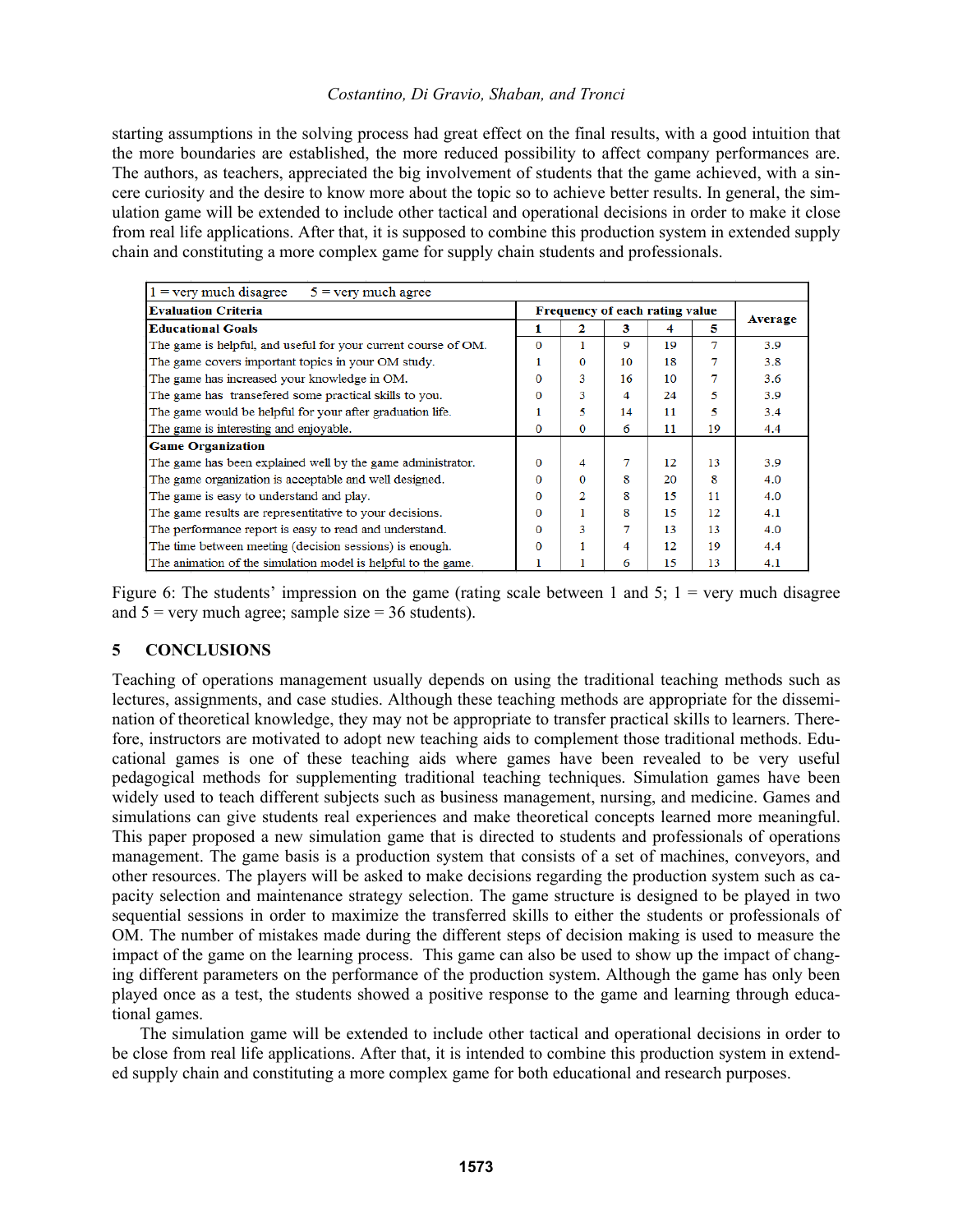starting assumptions in the solving process had great effect on the final results, with a good intuition that the more boundaries are established, the more reduced possibility to affect company performances are. The authors, as teachers, appreciated the big involvement of students that the game achieved, with a sincere curiosity and the desire to know more about the topic so to achieve better results. In general, the simulation game will be extended to include other tactical and operational decisions in order to make it close from real life applications. After that, it is supposed to combine this production system in extended supply chain and constituting a more complex game for supply chain students and professionals.

| 1 = very much disagree 5 = very much agree | | | | | | |
|---|---|---|---|---|---|---|
| **Evaluation Criteria** | **Frequency of each rating value** | | | | | **Average** |
| **Educational Goals** | **1** | **2** | **3** | **4** | **5** | |
| The game is helpful, and useful for your current course of OM. | 0 | 1 | 9 | 19 | 7 | 3.9 |
| The game covers important topics in your OM study. | 1 | 0 | 10 | 18 | 7 | 3.8 |
| The game has increased your knowledge in OM. | 0 | 3 | 16 | 10 | 7 | 3.6 |
| The game has transfered some practical skills to you. | 0 | 3 | 4 | 24 | 5 | 3.9 |
| The game would be helpful for your after graduation life. | 1 | 5 | 14 | 11 | 5 | 3.4 |
| The game is interesting and enjoyable. | 0 | 0 | 6 | 11 | 19 | 4.4 |
| **Game Organization** | | | | | | |
| The game has been explained well by the game administrator. | 0 | 4 | 7 | 12 | 13 | 3.9 |
| The game organization is acceptable and well designed. | 0 | 0 | 8 | 20 | 8 | 4.0 |
| The game is easy to understand and play. | 0 | 2 | 8 | 15 | 11 | 4.0 |
| The game results are representitative to your decisions. | 0 | 1 | 8 | 15 | 12 | 4.1 |
| The performance report is easy to read and understand. | 0 | 3 | 7 | 13 | 13 | 4.0 |
| The time between meeting (decision sessions) is enough. | 0 | 1 | 4 | 12 | 19 | 4.4 |
| The animation of the simulation model is helpful to the game. | 1 | 1 | 6 | 15 | 13 | 4.1 |

Figure 6: The students' impression on the game (rating scale between 1 and 5; 1 = very much disagree and 5 = very much agree; sample size = 36 students).

## 5 CONCLUSIONS

Teaching of operations management usually depends on using the traditional teaching methods such as lectures, assignments, and case studies. Although these teaching methods are appropriate for the dissemination of theoretical knowledge, they may not be appropriate to transfer practical skills to learners. Therefore, instructors are motivated to adopt new teaching aids to complement those traditional methods. Educational games is one of these teaching aids where games have been revealed to be very useful pedagogical methods for supplementing traditional teaching techniques. Simulation games have been widely used to teach different subjects such as business management, nursing, and medicine. Games and simulations can give students real experiences and make theoretical concepts learned more meaningful. This paper proposed a new simulation game that is directed to students and professionals of operations management. The game basis is a production system that consists of a set of machines, conveyors, and other resources. The players will be asked to make decisions regarding the production system such as capacity selection and maintenance strategy selection. The game structure is designed to be played in two sequential sessions in order to maximize the transferred skills to either the students or professionals of OM. The number of mistakes made during the different steps of decision making is used to measure the impact of the game on the learning process. This game can also be used to show up the impact of changing different parameters on the performance of the production system. Although the game has only been played once as a test, the students showed a positive response to the game and learning through educational games.

The simulation game will be extended to include other tactical and operational decisions in order to be close from real life applications. After that, it is intended to combine this production system in extended supply chain and constituting a more complex game for both educational and research purposes.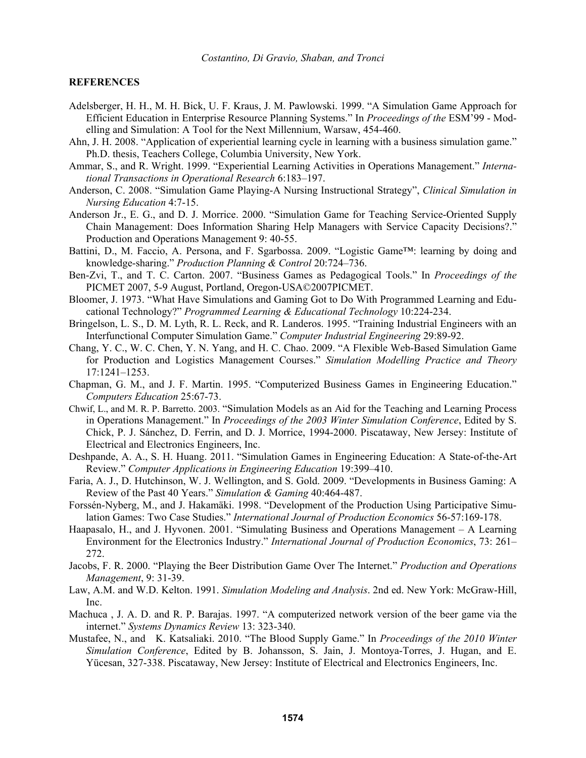## REFERENCES

Adelsberger, H. H., M. H. Bick, U. F. Kraus, J. M. Pawlowski. 1999. "A Simulation Game Approach for Efficient Education in Enterprise Resource Planning Systems." In *Proceedings of the* ESM'99 - Modelling and Simulation: A Tool for the Next Millennium, Warsaw, 454-460.

Ahn, J. H. 2008. "Application of experiential learning cycle in learning with a business simulation game." Ph.D. thesis, Teachers College, Columbia University, New York.

Ammar, S., and R. Wright. 1999. "Experiential Learning Activities in Operations Management." *International Transactions in Operational Research* 6:183–197.

Anderson, C. 2008. "Simulation Game Playing-A Nursing Instructional Strategy", *Clinical Simulation in Nursing Education* 4:7-15.

Anderson Jr., E. G., and D. J. Morrice. 2000. "Simulation Game for Teaching Service-Oriented Supply Chain Management: Does Information Sharing Help Managers with Service Capacity Decisions?." Production and Operations Management 9: 40-55.

Battini, D., M. Faccio, A. Persona, and F. Sgarbossa. 2009. "Logistic Game™: learning by doing and knowledge-sharing." *Production Planning & Control* 20:724–736.

Ben-Zvi, T., and T. C. Carton. 2007. "Business Games as Pedagogical Tools." In *Proceedings of the* PICMET 2007, 5-9 August, Portland, Oregon-USA©2007PICMET.

Bloomer, J. 1973. "What Have Simulations and Gaming Got to Do With Programmed Learning and Educational Technology?" *Programmed Learning & Educational Technology* 10:224-234.

Bringelson, L. S., D. M. Lyth, R. L. Reck, and R. Landeros. 1995. "Training Industrial Engineers with an Interfunctional Computer Simulation Game." *Computer Industrial Engineering* 29:89-92.

Chang, Y. C., W. C. Chen, Y. N. Yang, and H. C. Chao. 2009. "A Flexible Web-Based Simulation Game for Production and Logistics Management Courses." *Simulation Modelling Practice and Theory* 17:1241–1253.

Chapman, G. M., and J. F. Martin. 1995. "Computerized Business Games in Engineering Education." *Computers Education* 25:67-73.

Chwif, L., and M. R. P. Barretto. 2003. "Simulation Models as an Aid for the Teaching and Learning Process in Operations Management." In *Proceedings of the 2003 Winter Simulation Conference*, Edited by S. Chick, P. J. Sánchez, D. Ferrin, and D. J. Morrice, 1994-2000. Piscataway, New Jersey: Institute of Electrical and Electronics Engineers, Inc.

Deshpande, A. A., S. H. Huang. 2011. "Simulation Games in Engineering Education: A State-of-the-Art Review." *Computer Applications in Engineering Education* 19:399–410.

Faria, A. J., D. Hutchinson, W. J. Wellington, and S. Gold. 2009. "Developments in Business Gaming: A Review of the Past 40 Years." *Simulation & Gaming* 40:464-487.

Forssén-Nyberg, M., and J. Hakamäki. 1998. "Development of the Production Using Participative Simulation Games: Two Case Studies." *International Journal of Production Economics* 56-57:169-178.

Haapasalo, H., and J. Hyvonen. 2001. "Simulating Business and Operations Management – A Learning Environment for the Electronics Industry." *International Journal of Production Economics*, 73: 261–272.

Jacobs, F. R. 2000. "Playing the Beer Distribution Game Over The Internet." *Production and Operations Management*, 9: 31-39.

Law, A.M. and W.D. Kelton. 1991. *Simulation Modeling and Analysis*. 2nd ed. New York: McGraw-Hill, Inc.

Machuca , J. A. D. and R. P. Barajas. 1997. "A computerized network version of the beer game via the internet." *Systems Dynamics Review* 13: 323-340.

Mustafee, N., and K. Katsaliaki. 2010. "The Blood Supply Game." In *Proceedings of the 2010 Winter Simulation Conference*, Edited by B. Johansson, S. Jain, J. Montoya-Torres, J. Hugan, and E. Yücesan, 327-338. Piscataway, New Jersey: Institute of Electrical and Electronics Engineers, Inc.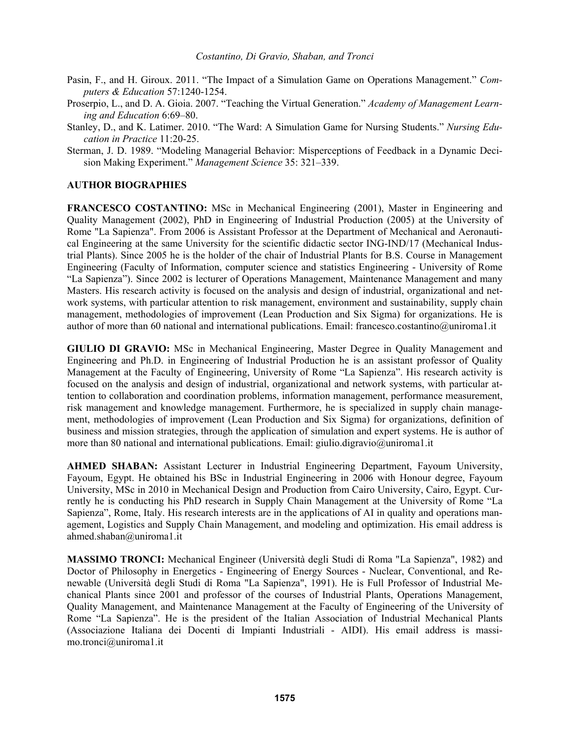Pasin, F., and H. Giroux. 2011. "The Impact of a Simulation Game on Operations Management." *Computers & Education* 57:1240-1254.

Proserpio, L., and D. A. Gioia. 2007. "Teaching the Virtual Generation." *Academy of Management Learning and Education* 6:69–80.

Stanley, D., and K. Latimer. 2010. "The Ward: A Simulation Game for Nursing Students." *Nursing Education in Practice* 11:20-25.

Sterman, J. D. 1989. "Modeling Managerial Behavior: Misperceptions of Feedback in a Dynamic Decision Making Experiment." *Management Science* 35: 321–339.

## AUTHOR BIOGRAPHIES

**FRANCESCO COSTANTINO:** MSc in Mechanical Engineering (2001), Master in Engineering and Quality Management (2002), PhD in Engineering of Industrial Production (2005) at the University of Rome "La Sapienza". From 2006 is Assistant Professor at the Department of Mechanical and Aeronautical Engineering at the same University for the scientific didactic sector ING-IND/17 (Mechanical Industrial Plants). Since 2005 he is the holder of the chair of Industrial Plants for B.S. Course in Management Engineering (Faculty of Information, computer science and statistics Engineering - University of Rome "La Sapienza"). Since 2002 is lecturer of Operations Management, Maintenance Management and many Masters. His research activity is focused on the analysis and design of industrial, organizational and network systems, with particular attention to risk management, environment and sustainability, supply chain management, methodologies of improvement (Lean Production and Six Sigma) for organizations. He is author of more than 60 national and international publications. Email: francesco.costantino@uniroma1.it

**GIULIO DI GRAVIO:** MSc in Mechanical Engineering, Master Degree in Quality Management and Engineering and Ph.D. in Engineering of Industrial Production he is an assistant professor of Quality Management at the Faculty of Engineering, University of Rome "La Sapienza". His research activity is focused on the analysis and design of industrial, organizational and network systems, with particular attention to collaboration and coordination problems, information management, performance measurement, risk management and knowledge management. Furthermore, he is specialized in supply chain management, methodologies of improvement (Lean Production and Six Sigma) for organizations, definition of business and mission strategies, through the application of simulation and expert systems. He is author of more than 80 national and international publications. Email: giulio.digravio@uniroma1.it

**AHMED SHABAN:** Assistant Lecturer in Industrial Engineering Department, Fayoum University, Fayoum, Egypt. He obtained his BSc in Industrial Engineering in 2006 with Honour degree, Fayoum University, MSc in 2010 in Mechanical Design and Production from Cairo University, Cairo, Egypt. Currently he is conducting his PhD research in Supply Chain Management at the University of Rome "La Sapienza", Rome, Italy. His research interests are in the applications of AI in quality and operations management, Logistics and Supply Chain Management, and modeling and optimization. His email address is ahmed.shaban@uniroma1.it

**MASSIMO TRONCI:** Mechanical Engineer (Università degli Studi di Roma "La Sapienza", 1982) and Doctor of Philosophy in Energetics - Engineering of Energy Sources - Nuclear, Conventional, and Renewable (Università degli Studi di Roma "La Sapienza", 1991). He is Full Professor of Industrial Mechanical Plants since 2001 and professor of the courses of Industrial Plants, Operations Management, Quality Management, and Maintenance Management at the Faculty of Engineering of the University of Rome "La Sapienza". He is the president of the Italian Association of Industrial Mechanical Plants (Associazione Italiana dei Docenti di Impianti Industriali - AIDI). His email address is massimo.tronci@uniroma1.it